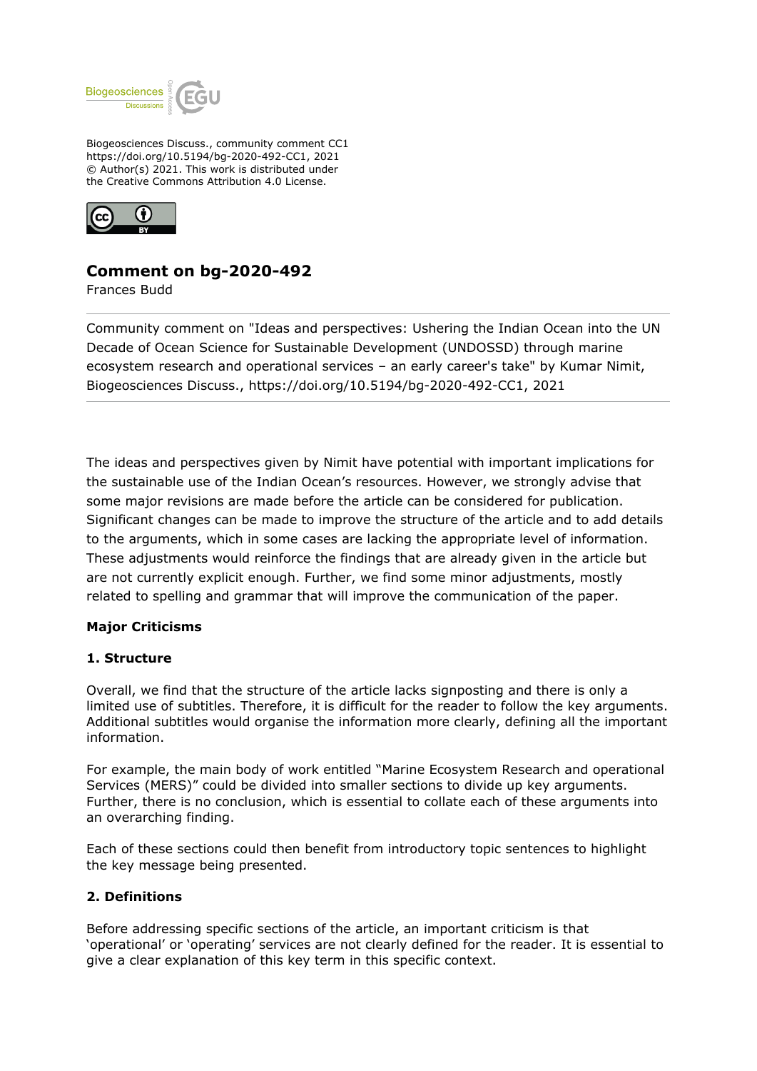Biogeosciences Discuss., community comment CC1
https://doi.org/10.5194/bg-2020-492-CC1, 2021
© Author(s) 2021. This work is distributed under
the Creative Commons Attribution 4.0 License.

# Comment on bg-2020-492

Frances Budd

Community comment on "Ideas and perspectives: Ushering the Indian Ocean into the UN Decade of Ocean Science for Sustainable Development (UNDOSSD) through marine ecosystem research and operational services – an early career's take" by Kumar Nimit, Biogeosciences Discuss., https://doi.org/10.5194/bg-2020-492-CC1, 2021

---

The ideas and perspectives given by Nimit have potential with important implications for the sustainable use of the Indian Ocean's resources. However, we strongly advise that some major revisions are made before the article can be considered for publication. Significant changes can be made to improve the structure of the article and to add details to the arguments, which in some cases are lacking the appropriate level of information. These adjustments would reinforce the findings that are already given in the article but are not currently explicit enough. Further, we find some minor adjustments, mostly related to spelling and grammar that will improve the communication of the paper.

**Major Criticisms**

**1. Structure**

Overall, we find that the structure of the article lacks signposting and there is only a limited use of subtitles. Therefore, it is difficult for the reader to follow the key arguments. Additional subtitles would organise the information more clearly, defining all the important information.

For example, the main body of work entitled "Marine Ecosystem Research and operational Services (MERS)" could be divided into smaller sections to divide up key arguments. Further, there is no conclusion, which is essential to collate each of these arguments into an overarching finding.

Each of these sections could then benefit from introductory topic sentences to highlight the key message being presented.

**2. Definitions**

Before addressing specific sections of the article, an important criticism is that 'operational' or 'operating' services are not clearly defined for the reader. It is essential to give a clear explanation of this key term in this specific context.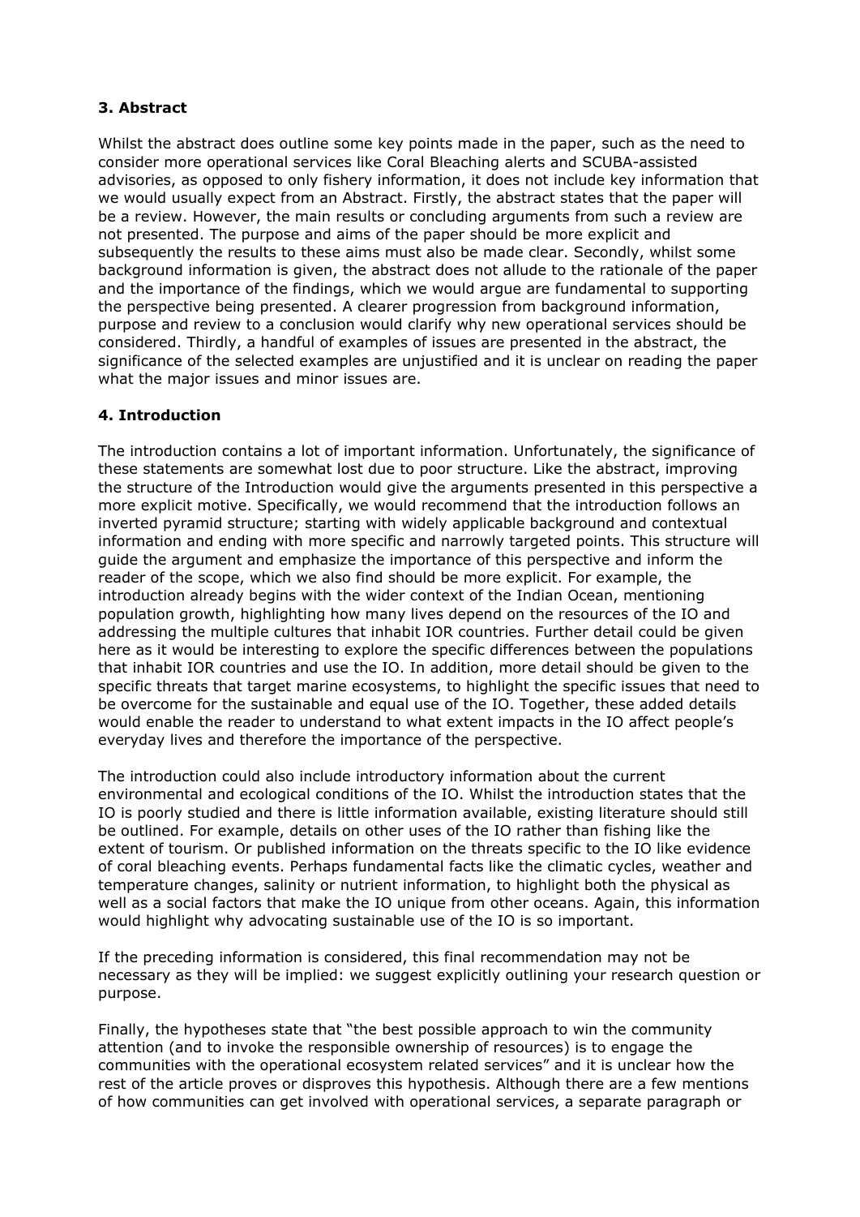### 3. Abstract

Whilst the abstract does outline some key points made in the paper, such as the need to consider more operational services like Coral Bleaching alerts and SCUBA-assisted advisories, as opposed to only fishery information, it does not include key information that we would usually expect from an Abstract. Firstly, the abstract states that the paper will be a review. However, the main results or concluding arguments from such a review are not presented. The purpose and aims of the paper should be more explicit and subsequently the results to these aims must also be made clear. Secondly, whilst some background information is given, the abstract does not allude to the rationale of the paper and the importance of the findings, which we would argue are fundamental to supporting the perspective being presented. A clearer progression from background information, purpose and review to a conclusion would clarify why new operational services should be considered. Thirdly, a handful of examples of issues are presented in the abstract, the significance of the selected examples are unjustified and it is unclear on reading the paper what the major issues and minor issues are.

### 4. Introduction

The introduction contains a lot of important information. Unfortunately, the significance of these statements are somewhat lost due to poor structure. Like the abstract, improving the structure of the Introduction would give the arguments presented in this perspective a more explicit motive. Specifically, we would recommend that the introduction follows an inverted pyramid structure; starting with widely applicable background and contextual information and ending with more specific and narrowly targeted points. This structure will guide the argument and emphasize the importance of this perspective and inform the reader of the scope, which we also find should be more explicit. For example, the introduction already begins with the wider context of the Indian Ocean, mentioning population growth, highlighting how many lives depend on the resources of the IO and addressing the multiple cultures that inhabit IOR countries. Further detail could be given here as it would be interesting to explore the specific differences between the populations that inhabit IOR countries and use the IO. In addition, more detail should be given to the specific threats that target marine ecosystems, to highlight the specific issues that need to be overcome for the sustainable and equal use of the IO. Together, these added details would enable the reader to understand to what extent impacts in the IO affect people's everyday lives and therefore the importance of the perspective.

The introduction could also include introductory information about the current environmental and ecological conditions of the IO. Whilst the introduction states that the IO is poorly studied and there is little information available, existing literature should still be outlined. For example, details on other uses of the IO rather than fishing like the extent of tourism. Or published information on the threats specific to the IO like evidence of coral bleaching events. Perhaps fundamental facts like the climatic cycles, weather and temperature changes, salinity or nutrient information, to highlight both the physical as well as a social factors that make the IO unique from other oceans. Again, this information would highlight why advocating sustainable use of the IO is so important.

If the preceding information is considered, this final recommendation may not be necessary as they will be implied: we suggest explicitly outlining your research question or purpose.

Finally, the hypotheses state that "the best possible approach to win the community attention (and to invoke the responsible ownership of resources) is to engage the communities with the operational ecosystem related services" and it is unclear how the rest of the article proves or disproves this hypothesis. Although there are a few mentions of how communities can get involved with operational services, a separate paragraph or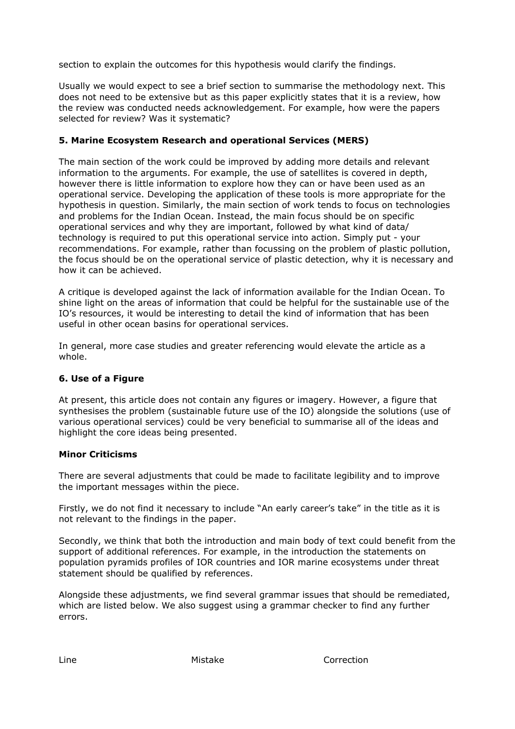section to explain the outcomes for this hypothesis would clarify the findings.

Usually we would expect to see a brief section to summarise the methodology next. This does not need to be extensive but as this paper explicitly states that it is a review, how the review was conducted needs acknowledgement. For example, how were the papers selected for review? Was it systematic?

**5. Marine Ecosystem Research and operational Services (MERS)**

The main section of the work could be improved by adding more details and relevant information to the arguments. For example, the use of satellites is covered in depth, however there is little information to explore how they can or have been used as an operational service. Developing the application of these tools is more appropriate for the hypothesis in question. Similarly, the main section of work tends to focus on technologies and problems for the Indian Ocean. Instead, the main focus should be on specific operational services and why they are important, followed by what kind of data/ technology is required to put this operational service into action. Simply put - your recommendations. For example, rather than focussing on the problem of plastic pollution, the focus should be on the operational service of plastic detection, why it is necessary and how it can be achieved.

A critique is developed against the lack of information available for the Indian Ocean. To shine light on the areas of information that could be helpful for the sustainable use of the IO's resources, it would be interesting to detail the kind of information that has been useful in other ocean basins for operational services.

In general, more case studies and greater referencing would elevate the article as a whole.

**6. Use of a Figure**

At present, this article does not contain any figures or imagery. However, a figure that synthesises the problem (sustainable future use of the IO) alongside the solutions (use of various operational services) could be very beneficial to summarise all of the ideas and highlight the core ideas being presented.

**Minor Criticisms**

There are several adjustments that could be made to facilitate legibility and to improve the important messages within the piece.

Firstly, we do not find it necessary to include "An early career's take" in the title as it is not relevant to the findings in the paper.

Secondly, we think that both the introduction and main body of text could benefit from the support of additional references. For example, in the introduction the statements on population pyramids profiles of IOR countries and IOR marine ecosystems under threat statement should be qualified by references.

Alongside these adjustments, we find several grammar issues that should be remediated, which are listed below. We also suggest using a grammar checker to find any further errors.

| Line | Mistake | Correction |
| --- | --- | --- |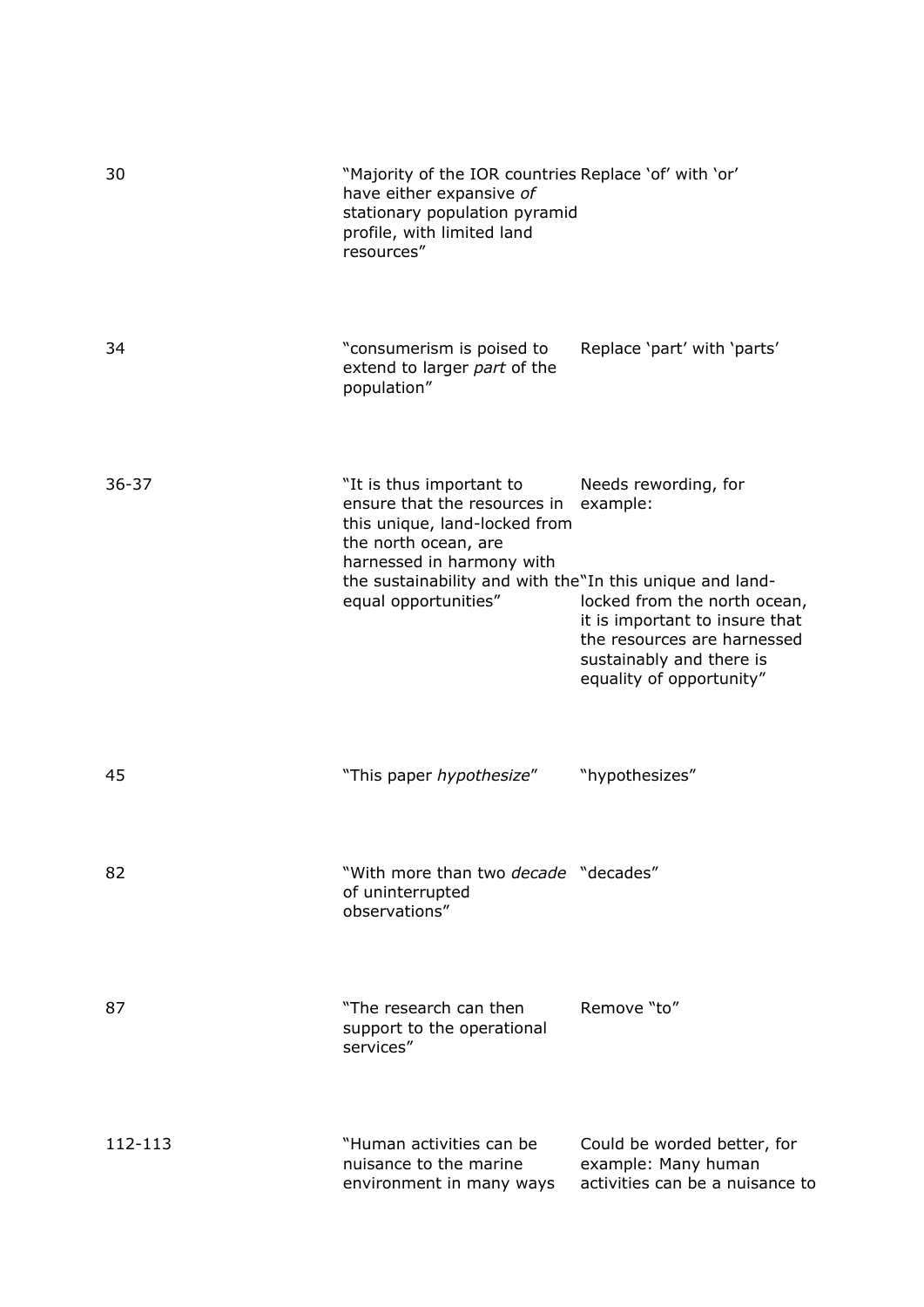| | | |
|---|---|---|
| 30 | "Majority of the IOR countries have either expansive *of* stationary population pyramid profile, with limited land resources" | Replace 'of' with 'or' |
| 34 | "consumerism is poised to extend to larger *part* of the population" | Replace 'part' with 'parts' |
| 36-37 | "It is thus important to ensure that the resources in this unique, land-locked from the north ocean, are harnessed in harmony with the sustainability and with the equal opportunities" | Needs rewording, for example: "In this unique and land-locked from the north ocean, it is important to insure that the resources are harnessed sustainably and there is equality of opportunity" |
| 45 | "This paper *hypothesize*" | "hypothesizes" |
| 82 | "With more than two *decade* of uninterrupted observations" | "decades" |
| 87 | "The research can then support to the operational services" | Remove "to" |
| 112-113 | "Human activities can be nuisance to the marine environment in many ways | Could be worded better, for example: Many human activities can be a nuisance to |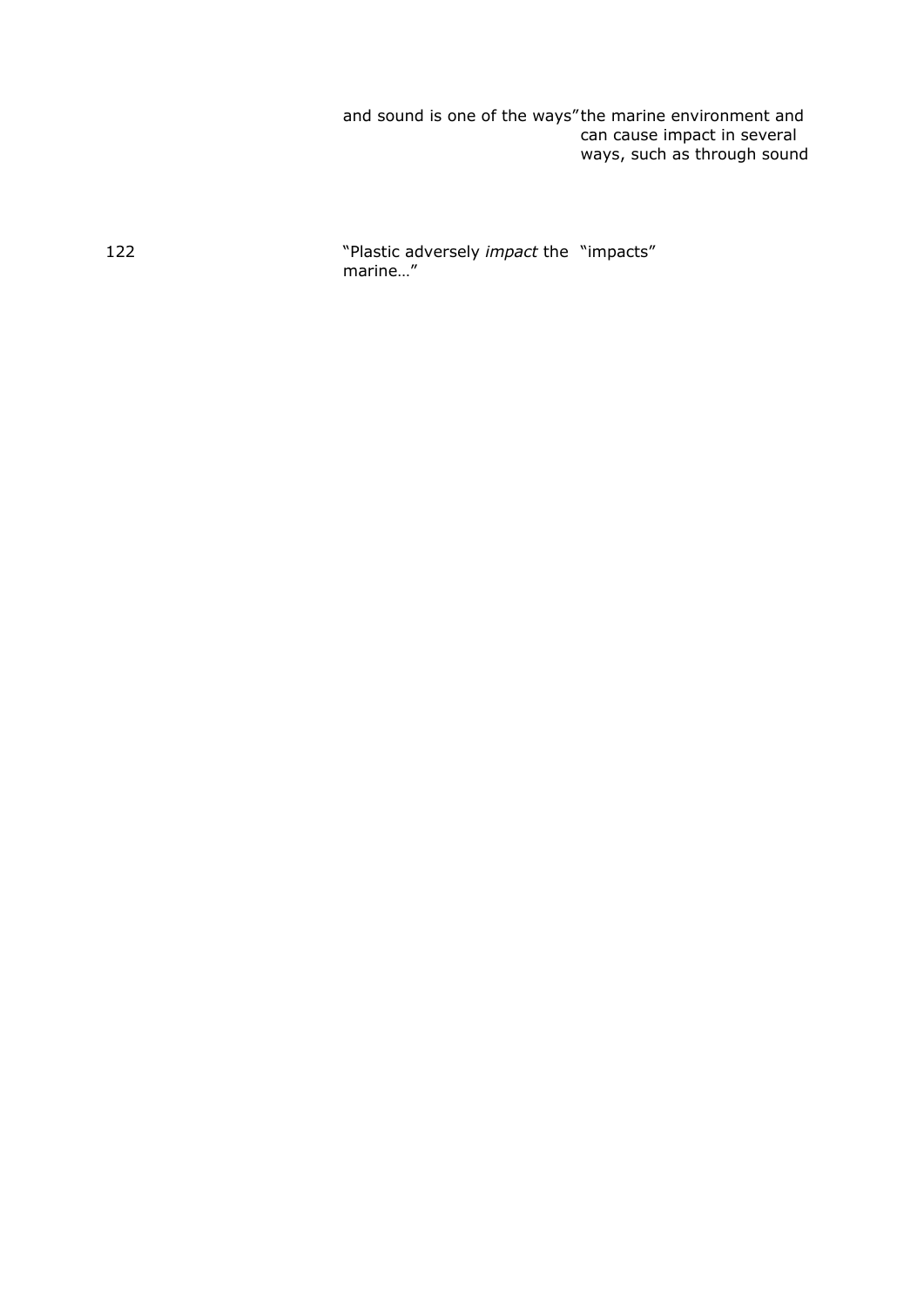| | | |
|---|---|---|
| | and sound is one of the ways" | the marine environment and can cause impact in several ways, such as through sound |
| 122 | "Plastic adversely *impact* the marine…" | "impacts" |